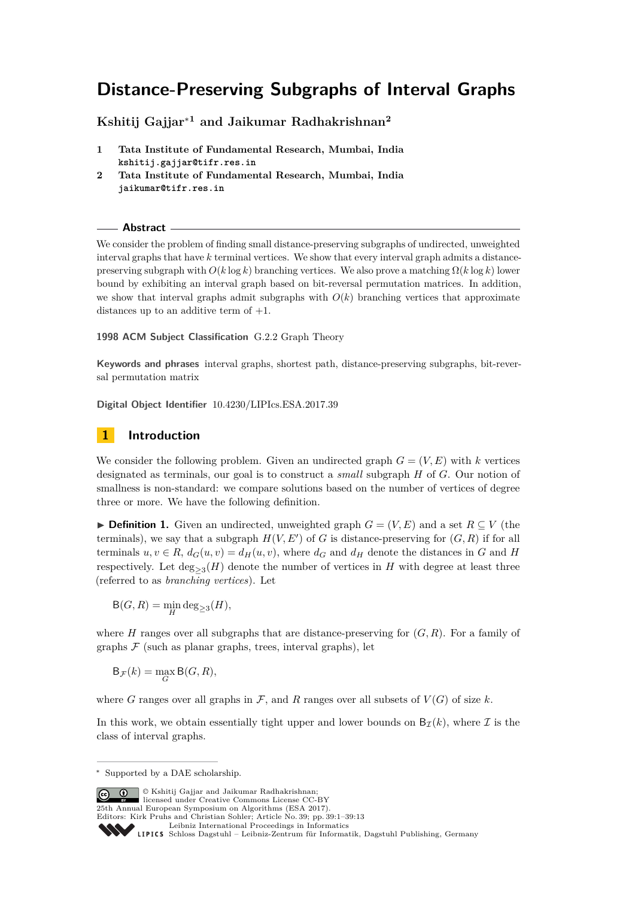# Distance-Preserving Subgraphs of Interval Graphs

**Kshitij Gajjar*[1] and Jaikumar Radhakrishnan[2]**

1 **Tata Institute of Fundamental Research, Mumbai, India**
`kshitij.gajjar@tifr.res.in`

2 **Tata Institute of Fundamental Research, Mumbai, India**
`jaikumar@tifr.res.in`

## Abstract

We consider the problem of finding small distance-preserving subgraphs of undirected, unweighted interval graphs that have $k$ terminal vertices. We show that every interval graph admits a distance-preserving subgraph with $O(k \log k)$ branching vertices. We also prove a matching $\Omega(k \log k)$ lower bound by exhibiting an interval graph based on bit-reversal permutation matrices. In addition, we show that interval graphs admit subgraphs with $O(k)$ branching vertices that approximate distances up to an additive term of $+1$.

**1998 ACM Subject Classification** G.2.2 Graph Theory

**Keywords and phrases** interval graphs, shortest path, distance-preserving subgraphs, bit-reversal permutation matrix

**Digital Object Identifier** 10.4230/LIPIcs.ESA.2017.39

## 1 Introduction

We consider the following problem. Given an undirected graph $G = (V, E)$ with $k$ vertices designated as terminals, our goal is to construct a *small* subgraph $H$ of $G$. Our notion of smallness is non-standard: we compare solutions based on the number of vertices of degree three or more. We have the following definition.

▶ **Definition 1.** Given an undirected, unweighted graph $G = (V, E)$ and a set $R \subseteq V$ (the terminals), we say that a subgraph $H(V, E')$ of $G$ is distance-preserving for $(G, R)$ if for all terminals $u, v \in R$, $d_G(u, v) = d_H(u, v)$, where $d_G$ and $d_H$ denote the distances in $G$ and $H$ respectively. Let $\deg_{\geq 3}(H)$ denote the number of vertices in $H$ with degree at least three (referred to as *branching vertices*). Let

$$\mathsf{B}(G, R) = \min_H \deg_{\geq 3}(H),$$

where $H$ ranges over all subgraphs that are distance-preserving for $(G, R)$. For a family of graphs $\mathcal{F}$ (such as planar graphs, trees, interval graphs), let

$$\mathsf{B}_{\mathcal{F}}(k) = \max_G \mathsf{B}(G, R),$$

where $G$ ranges over all graphs in $\mathcal{F}$, and $R$ ranges over all subsets of $V(G)$ of size $k$.

In this work, we obtain essentially tight upper and lower bounds on $\mathsf{B}_{\mathcal{I}}(k)$, where $\mathcal{I}$ is the class of interval graphs.

---

* Supported by a DAE scholarship.

© Kshitij Gajjar and Jaikumar Radhakrishnan;
licensed under Creative Commons License CC-BY
25th Annual European Symposium on Algorithms (ESA 2017).
Editors: Kirk Pruhs and Christian Sohler; Article No. 39; pp. 39:1–39:13
Leibniz International Proceedings in Informatics
Schloss Dagstuhl – Leibniz-Zentrum für Informatik, Dagstuhl Publishing, Germany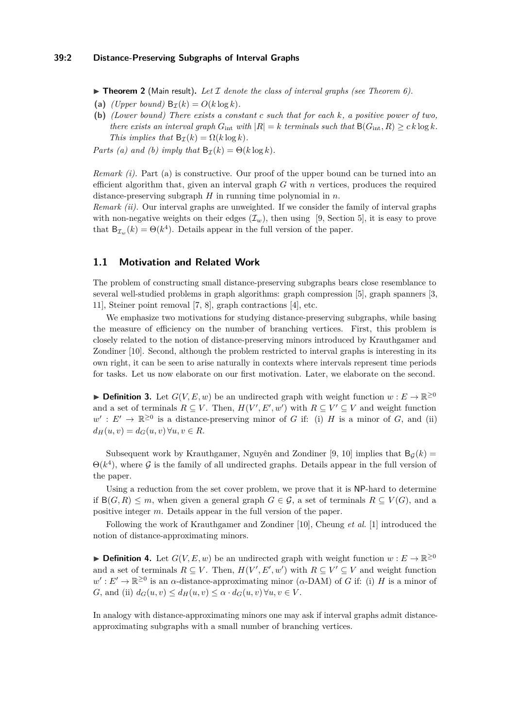▶ **Theorem 2** (Main result)**.** *Let $\mathcal{I}$ denote the class of interval graphs (see Theorem 6).*

**(a)** *(Upper bound)* $\mathsf{B}_{\mathcal{I}}(k) = O(k \log k)$.

**(b)** *(Lower bound) There exists a constant $c$ such that for each $k$, a positive power of two, there exists an interval graph $G_{\text{int}}$ with $|R| = k$ terminals such that $\mathsf{B}(G_{\text{int}}, R) \geq c\, k \log k$. This implies that $\mathsf{B}_{\mathcal{I}}(k) = \Omega(k \log k)$.*

*Parts (a) and (b) imply that $\mathsf{B}_{\mathcal{I}}(k) = \Theta(k \log k)$.*

*Remark (i).* Part (a) is constructive. Our proof of the upper bound can be turned into an efficient algorithm that, given an interval graph $G$ with $n$ vertices, produces the required distance-preserving subgraph $H$ in running time polynomial in $n$.

*Remark (ii).* Our interval graphs are unweighted. If we consider the family of interval graphs with non-negative weights on their edges ($\mathcal{I}_w$), then using [9, Section 5], it is easy to prove that $\mathsf{B}_{\mathcal{I}_w}(k) = \Theta(k^4)$. Details appear in the full version of the paper.

## 1.1 Motivation and Related Work

The problem of constructing small distance-preserving subgraphs bears close resemblance to several well-studied problems in graph algorithms: graph compression [5], graph spanners [3, 11], Steiner point removal [7, 8], graph contractions [4], etc.

We emphasize two motivations for studying distance-preserving subgraphs, while basing the measure of efficiency on the number of branching vertices. First, this problem is closely related to the notion of distance-preserving minors introduced by Krauthgamer and Zondiner [10]. Second, although the problem restricted to interval graphs is interesting in its own right, it can be seen to arise naturally in contexts where intervals represent time periods for tasks. Let us now elaborate on our first motivation. Later, we elaborate on the second.

▶ **Definition 3.** Let $G(V, E, w)$ be an undirected graph with weight function $w : E \to \mathbb{R}^{\geq 0}$ and a set of terminals $R \subseteq V$. Then, $H(V', E', w')$ with $R \subseteq V' \subseteq V$ and weight function $w' : E' \to \mathbb{R}^{\geq 0}$ is a distance-preserving minor of $G$ if: (i) $H$ is a minor of $G$, and (ii) $d_H(u, v) = d_G(u, v)\, \forall u, v \in R$.

Subsequent work by Krauthgamer, Nguyên and Zondiner [9, 10] implies that $\mathsf{B}_{\mathcal{G}}(k) = \Theta(k^4)$, where $\mathcal{G}$ is the family of all undirected graphs. Details appear in the full version of the paper.

Using a reduction from the set cover problem, we prove that it is NP-hard to determine if $\mathsf{B}(G, R) \leq m$, when given a general graph $G \in \mathcal{G}$, a set of terminals $R \subseteq V(G)$, and a positive integer $m$. Details appear in the full version of the paper.

Following the work of Krauthgamer and Zondiner [10], Cheung *et al.* [1] introduced the notion of distance-approximating minors.

▶ **Definition 4.** Let $G(V, E, w)$ be an undirected graph with weight function $w : E \to \mathbb{R}^{\geq 0}$ and a set of terminals $R \subseteq V$. Then, $H(V', E', w')$ with $R \subseteq V' \subseteq V$ and weight function $w' : E' \to \mathbb{R}^{\geq 0}$ is an $\alpha$-distance-approximating minor ($\alpha$-DAM) of $G$ if: (i) $H$ is a minor of $G$, and (ii) $d_G(u, v) \leq d_H(u, v) \leq \alpha \cdot d_G(u, v)\, \forall u, v \in V$.

In analogy with distance-approximating minors one may ask if interval graphs admit distance-approximating subgraphs with a small number of branching vertices.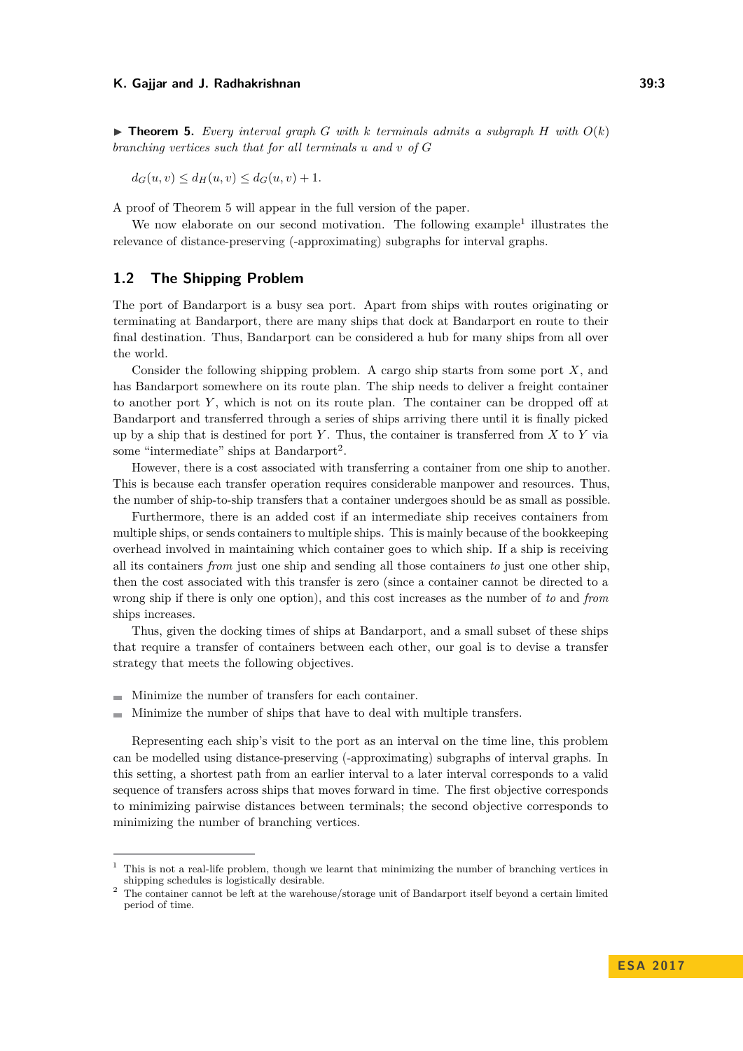▶ **Theorem 5.** *Every interval graph $G$ with $k$ terminals admits a subgraph $H$ with $O(k)$ branching vertices such that for all terminals $u$ and $v$ of $G$*

$$d_G(u, v) \leq d_H(u, v) \leq d_G(u, v) + 1.$$

A proof of Theorem 5 will appear in the full version of the paper.

We now elaborate on our second motivation. The following example[1] illustrates the relevance of distance-preserving (-approximating) subgraphs for interval graphs.

## 1.2 The Shipping Problem

The port of Bandarport is a busy sea port. Apart from ships with routes originating or terminating at Bandarport, there are many ships that dock at Bandarport en route to their final destination. Thus, Bandarport can be considered a hub for many ships from all over the world.

Consider the following shipping problem. A cargo ship starts from some port $X$, and has Bandarport somewhere on its route plan. The ship needs to deliver a freight container to another port $Y$, which is not on its route plan. The container can be dropped off at Bandarport and transferred through a series of ships arriving there until it is finally picked up by a ship that is destined for port $Y$. Thus, the container is transferred from $X$ to $Y$ via some "intermediate" ships at Bandarport[2].

However, there is a cost associated with transferring a container from one ship to another. This is because each transfer operation requires considerable manpower and resources. Thus, the number of ship-to-ship transfers that a container undergoes should be as small as possible.

Furthermore, there is an added cost if an intermediate ship receives containers from multiple ships, or sends containers to multiple ships. This is mainly because of the bookkeeping overhead involved in maintaining which container goes to which ship. If a ship is receiving all its containers *from* just one ship and sending all those containers *to* just one other ship, then the cost associated with this transfer is zero (since a container cannot be directed to a wrong ship if there is only one option), and this cost increases as the number of *to* and *from* ships increases.

Thus, given the docking times of ships at Bandarport, and a small subset of these ships that require a transfer of containers between each other, our goal is to devise a transfer strategy that meets the following objectives.

- Minimize the number of transfers for each container.
- Minimize the number of ships that have to deal with multiple transfers.

Representing each ship's visit to the port as an interval on the time line, this problem can be modelled using distance-preserving (-approximating) subgraphs of interval graphs. In this setting, a shortest path from an earlier interval to a later interval corresponds to a valid sequence of transfers across ships that moves forward in time. The first objective corresponds to minimizing pairwise distances between terminals; the second objective corresponds to minimizing the number of branching vertices.

---

[1] This is not a real-life problem, though we learnt that minimizing the number of branching vertices in shipping schedules is logistically desirable.

[2] The container cannot be left at the warehouse/storage unit of Bandarport itself beyond a certain limited period of time.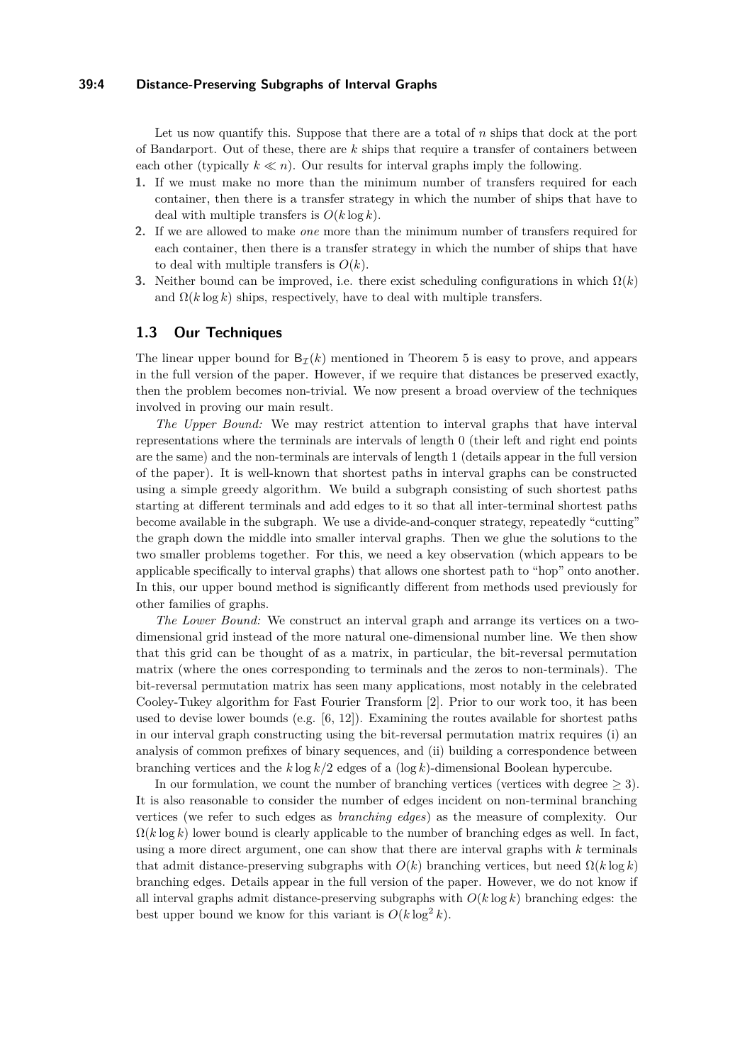Let us now quantify this. Suppose that there are a total of $n$ ships that dock at the port of Bandarport. Out of these, there are $k$ ships that require a transfer of containers between each other (typically $k \ll n$). Our results for interval graphs imply the following.

1. If we must make no more than the minimum number of transfers required for each container, then there is a transfer strategy in which the number of ships that have to deal with multiple transfers is $O(k \log k)$.
2. If we are allowed to make *one* more than the minimum number of transfers required for each container, then there is a transfer strategy in which the number of ships that have to deal with multiple transfers is $O(k)$.
3. Neither bound can be improved, i.e. there exist scheduling configurations in which $\Omega(k)$ and $\Omega(k \log k)$ ships, respectively, have to deal with multiple transfers.

## 1.3 Our Techniques

The linear upper bound for $\mathsf{B}_{\mathcal{I}}(k)$ mentioned in Theorem 5 is easy to prove, and appears in the full version of the paper. However, if we require that distances be preserved exactly, then the problem becomes non-trivial. We now present a broad overview of the techniques involved in proving our main result.

*The Upper Bound:* We may restrict attention to interval graphs that have interval representations where the terminals are intervals of length 0 (their left and right end points are the same) and the non-terminals are intervals of length 1 (details appear in the full version of the paper). It is well-known that shortest paths in interval graphs can be constructed using a simple greedy algorithm. We build a subgraph consisting of such shortest paths starting at different terminals and add edges to it so that all inter-terminal shortest paths become available in the subgraph. We use a divide-and-conquer strategy, repeatedly "cutting" the graph down the middle into smaller interval graphs. Then we glue the solutions to the two smaller problems together. For this, we need a key observation (which appears to be applicable specifically to interval graphs) that allows one shortest path to "hop" onto another. In this, our upper bound method is significantly different from methods used previously for other families of graphs.

*The Lower Bound:* We construct an interval graph and arrange its vertices on a two-dimensional grid instead of the more natural one-dimensional number line. We then show that this grid can be thought of as a matrix, in particular, the bit-reversal permutation matrix (where the ones corresponding to terminals and the zeros to non-terminals). The bit-reversal permutation matrix has seen many applications, most notably in the celebrated Cooley-Tukey algorithm for Fast Fourier Transform [2]. Prior to our work too, it has been used to devise lower bounds (e.g. [6, 12]). Examining the routes available for shortest paths in our interval graph constructing using the bit-reversal permutation matrix requires (i) an analysis of common prefixes of binary sequences, and (ii) building a correspondence between branching vertices and the $k \log k/2$ edges of a $(\log k)$-dimensional Boolean hypercube.

In our formulation, we count the number of branching vertices (vertices with degree $\geq 3$). It is also reasonable to consider the number of edges incident on non-terminal branching vertices (we refer to such edges as *branching edges*) as the measure of complexity. Our $\Omega(k \log k)$ lower bound is clearly applicable to the number of branching edges as well. In fact, using a more direct argument, one can show that there are interval graphs with $k$ terminals that admit distance-preserving subgraphs with $O(k)$ branching vertices, but need $\Omega(k \log k)$ branching edges. Details appear in the full version of the paper. However, we do not know if all interval graphs admit distance-preserving subgraphs with $O(k \log k)$ branching edges: the best upper bound we know for this variant is $O(k \log^2 k)$.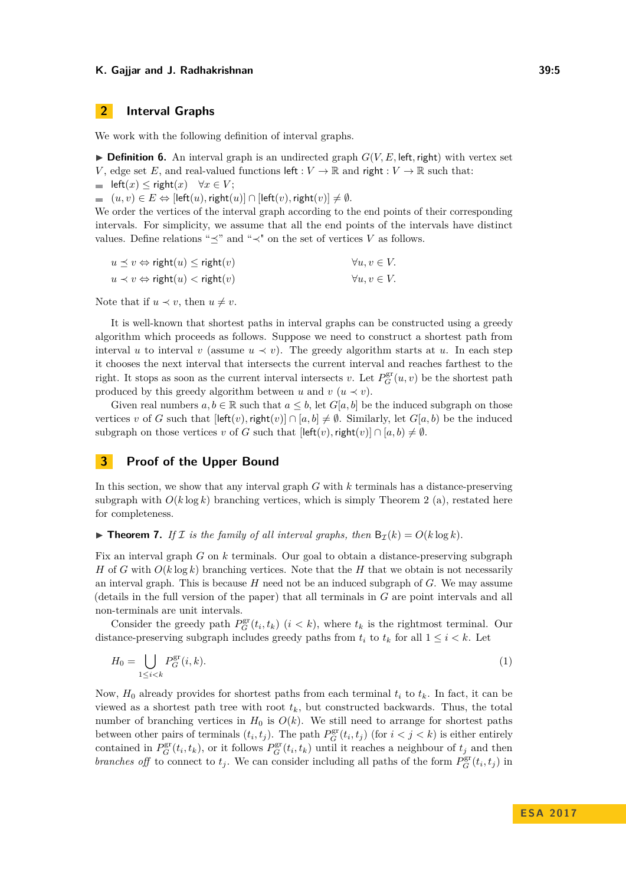## 2 Interval Graphs

We work with the following definition of interval graphs.

▶ **Definition 6.** An interval graph is an undirected graph $G(V, E, \mathsf{left}, \mathsf{right})$ with vertex set $V$, edge set $E$, and real-valued functions $\mathsf{left} : V \to \mathbb{R}$ and $\mathsf{right} : V \to \mathbb{R}$ such that:

- $\mathsf{left}(x) \leq \mathsf{right}(x) \quad \forall x \in V$;
- $(u, v) \in E \Leftrightarrow [\mathsf{left}(u), \mathsf{right}(u)] \cap [\mathsf{left}(v), \mathsf{right}(v)] \neq \emptyset$.

We order the vertices of the interval graph according to the end points of their corresponding intervals. For simplicity, we assume that all the end points of the intervals have distinct values. Define relations "$\preceq$" and "$\prec$" on the set of vertices $V$ as follows.

$$u \preceq v \Leftrightarrow \mathsf{right}(u) \leq \mathsf{right}(v) \qquad \forall u, v \in V.$$
$$u \prec v \Leftrightarrow \mathsf{right}(u) < \mathsf{right}(v) \qquad \forall u, v \in V.$$

Note that if $u \prec v$, then $u \neq v$.

It is well-known that shortest paths in interval graphs can be constructed using a greedy algorithm which proceeds as follows. Suppose we need to construct a shortest path from interval $u$ to interval $v$ (assume $u \prec v$). The greedy algorithm starts at $u$. In each step it chooses the next interval that intersects the current interval and reaches farthest to the right. It stops as soon as the current interval intersects $v$. Let $P^{\mathrm{gr}}_G(u, v)$ be the shortest path produced by this greedy algorithm between $u$ and $v$ ($u \prec v$).

Given real numbers $a, b \in \mathbb{R}$ such that $a \leq b$, let $G[a, b]$ be the induced subgraph on those vertices $v$ of $G$ such that $[\mathsf{left}(v), \mathsf{right}(v)] \cap [a, b] \neq \emptyset$. Similarly, let $G[a, b)$ be the induced subgraph on those vertices $v$ of $G$ such that $[\mathsf{left}(v), \mathsf{right}(v)] \cap [a, b) \neq \emptyset$.

## 3 Proof of the Upper Bound

In this section, we show that any interval graph $G$ with $k$ terminals has a distance-preserving subgraph with $O(k \log k)$ branching vertices, which is simply Theorem 2 (a), restated here for completeness.

▶ **Theorem 7.** *If $\mathcal{I}$ is the family of all interval graphs, then $\mathsf{B}_{\mathcal{I}}(k) = O(k \log k)$.*

Fix an interval graph $G$ on $k$ terminals. Our goal to obtain a distance-preserving subgraph $H$ of $G$ with $O(k \log k)$ branching vertices. Note that the $H$ that we obtain is not necessarily an interval graph. This is because $H$ need not be an induced subgraph of $G$. We may assume (details in the full version of the paper) that all terminals in $G$ are point intervals and all non-terminals are unit intervals.

Consider the greedy path $P^{\mathrm{gr}}_G(t_i, t_k)$ ($i < k$), where $t_k$ is the rightmost terminal. Our distance-preserving subgraph includes greedy paths from $t_i$ to $t_k$ for all $1 \leq i < k$. Let

$$H_0 = \bigcup_{1 \leq i < k} P^{\mathrm{gr}}_G(i, k). \tag{1}$$

Now, $H_0$ already provides for shortest paths from each terminal $t_i$ to $t_k$. In fact, it can be viewed as a shortest path tree with root $t_k$, but constructed backwards. Thus, the total number of branching vertices in $H_0$ is $O(k)$. We still need to arrange for shortest paths between other pairs of terminals $(t_i, t_j)$. The path $P^{\mathrm{gr}}_G(t_i, t_j)$ (for $i < j < k$) is either entirely contained in $P^{\mathrm{gr}}_G(t_i, t_k)$, or it follows $P^{\mathrm{gr}}_G(t_i, t_k)$ until it reaches a neighbour of $t_j$ and then *branches off* to connect to $t_j$. We can consider including all paths of the form $P^{\mathrm{gr}}_G(t_i, t_j)$ in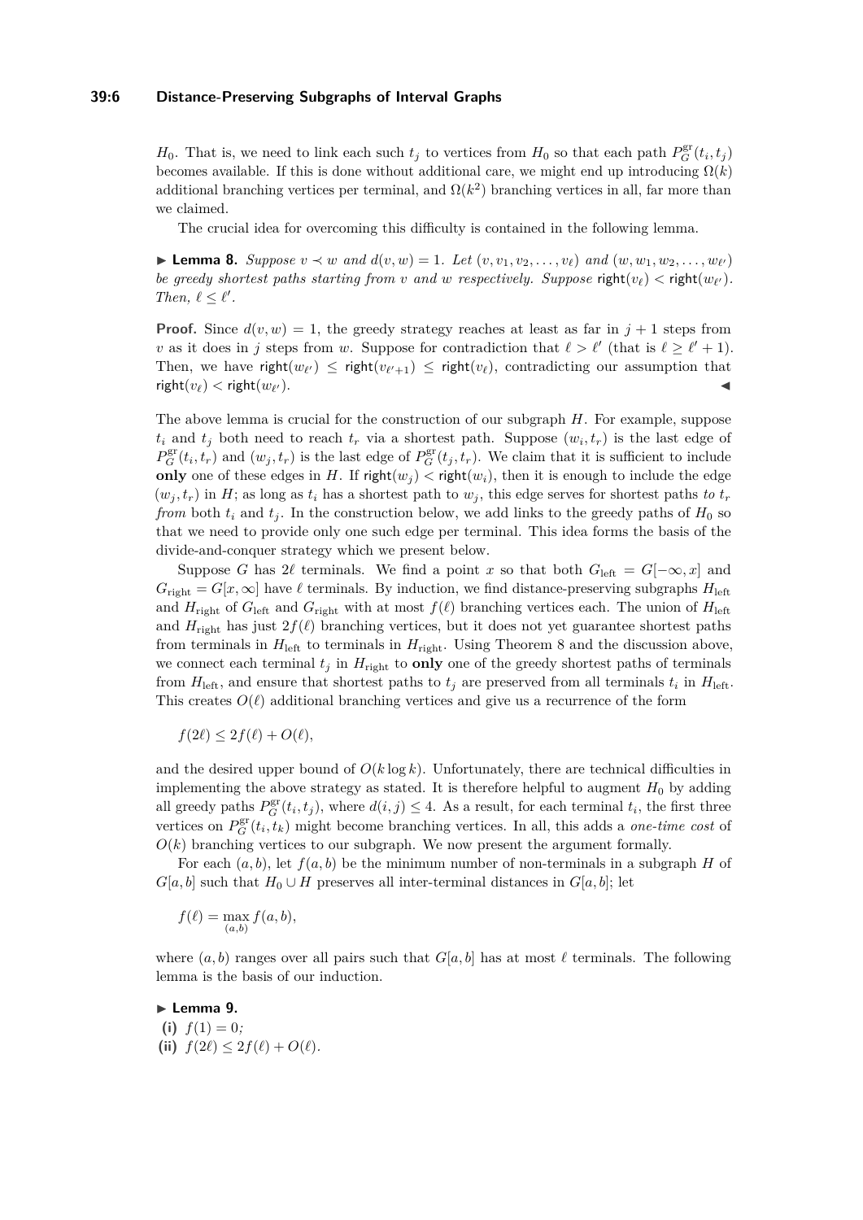$H_0$. That is, we need to link each such $t_j$ to vertices from $H_0$ so that each path $P_G^{\text{gr}}(t_i, t_j)$ becomes available. If this is done without additional care, we might end up introducing $\Omega(k)$ additional branching vertices per terminal, and $\Omega(k^2)$ branching vertices in all, far more than we claimed.

The crucial idea for overcoming this difficulty is contained in the following lemma.

▶ **Lemma 8.** *Suppose $v \prec w$ and $d(v, w) = 1$. Let $(v, v_1, v_2, \ldots, v_\ell)$ and $(w, w_1, w_2, \ldots, w_{\ell'})$ be greedy shortest paths starting from $v$ and $w$ respectively. Suppose $\mathsf{right}(v_\ell) < \mathsf{right}(w_{\ell'})$. Then, $\ell \leq \ell'$.*

**Proof.** Since $d(v, w) = 1$, the greedy strategy reaches at least as far in $j + 1$ steps from $v$ as it does in $j$ steps from $w$. Suppose for contradiction that $\ell > \ell'$ (that is $\ell \geq \ell' + 1$). Then, we have $\mathsf{right}(w_{\ell'}) \leq \mathsf{right}(v_{\ell'+1}) \leq \mathsf{right}(v_\ell)$, contradicting our assumption that $\mathsf{right}(v_\ell) < \mathsf{right}(w_{\ell'})$. ◀

The above lemma is crucial for the construction of our subgraph $H$. For example, suppose $t_i$ and $t_j$ both need to reach $t_r$ via a shortest path. Suppose $(w_i, t_r)$ is the last edge of $P_G^{\text{gr}}(t_i, t_r)$ and $(w_j, t_r)$ is the last edge of $P_G^{\text{gr}}(t_j, t_r)$. We claim that it is sufficient to include **only** one of these edges in $H$. If $\mathsf{right}(w_j) < \mathsf{right}(w_i)$, then it is enough to include the edge $(w_j, t_r)$ in $H$; as long as $t_i$ has a shortest path to $w_j$, this edge serves for shortest paths *to* $t_r$ *from* both $t_i$ and $t_j$. In the construction below, we add links to the greedy paths of $H_0$ so that we need to provide only one such edge per terminal. This idea forms the basis of the divide-and-conquer strategy which we present below.

Suppose $G$ has $2\ell$ terminals. We find a point $x$ so that both $G_{\text{left}} = G[-\infty, x]$ and $G_{\text{right}} = G[x, \infty]$ have $\ell$ terminals. By induction, we find distance-preserving subgraphs $H_{\text{left}}$ and $H_{\text{right}}$ of $G_{\text{left}}$ and $G_{\text{right}}$ with at most $f(\ell)$ branching vertices each. The union of $H_{\text{left}}$ and $H_{\text{right}}$ has just $2f(\ell)$ branching vertices, but it does not yet guarantee shortest paths from terminals in $H_{\text{left}}$ to terminals in $H_{\text{right}}$. Using Theorem 8 and the discussion above, we connect each terminal $t_j$ in $H_{\text{right}}$ to **only** one of the greedy shortest paths of terminals from $H_{\text{left}}$, and ensure that shortest paths to $t_j$ are preserved from all terminals $t_i$ in $H_{\text{left}}$. This creates $O(\ell)$ additional branching vertices and give us a recurrence of the form

$$f(2\ell) \leq 2f(\ell) + O(\ell),$$

and the desired upper bound of $O(k \log k)$. Unfortunately, there are technical difficulties in implementing the above strategy as stated. It is therefore helpful to augment $H_0$ by adding all greedy paths $P_G^{\text{gr}}(t_i, t_j)$, where $d(i, j) \leq 4$. As a result, for each terminal $t_i$, the first three vertices on $P_G^{\text{gr}}(t_i, t_k)$ might become branching vertices. In all, this adds a *one-time cost* of $O(k)$ branching vertices to our subgraph. We now present the argument formally.

For each $(a, b)$, let $f(a, b)$ be the minimum number of non-terminals in a subgraph $H$ of $G[a, b]$ such that $H_0 \cup H$ preserves all inter-terminal distances in $G[a, b]$; let

$$f(\ell) = \max_{(a,b)} f(a, b),$$

where $(a, b)$ ranges over all pairs such that $G[a, b]$ has at most $\ell$ terminals. The following lemma is the basis of our induction.

▶ **Lemma 9.**

**(i)** $f(1) = 0$;

**(ii)** $f(2\ell) \leq 2f(\ell) + O(\ell)$.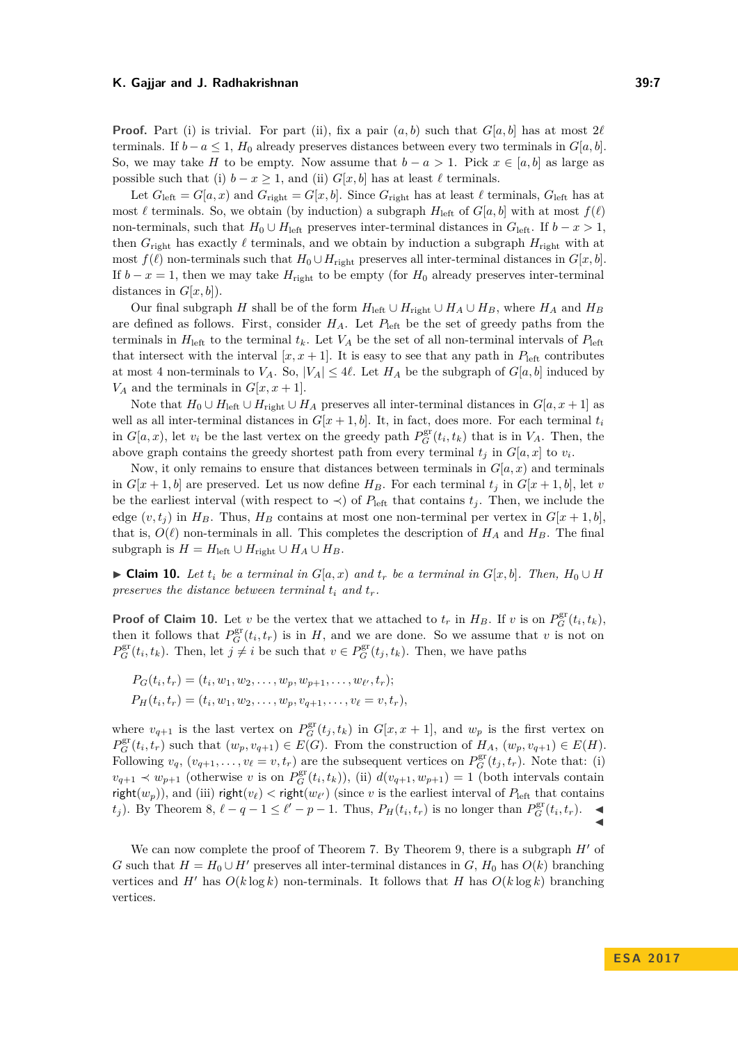**Proof.** Part (i) is trivial. For part (ii), fix a pair $(a, b)$ such that $G[a, b]$ has at most $2\ell$ terminals. If $b - a \leq 1$, $H_0$ already preserves distances between every two terminals in $G[a, b]$. So, we may take $H$ to be empty. Now assume that $b - a > 1$. Pick $x \in [a, b]$ as large as possible such that (i) $b - x \geq 1$, and (ii) $G[x, b]$ has at least $\ell$ terminals.

Let $G_{\text{left}} = G[a, x)$ and $G_{\text{right}} = G[x, b]$. Since $G_{\text{right}}$ has at least $\ell$ terminals, $G_{\text{left}}$ has at most $\ell$ terminals. So, we obtain (by induction) a subgraph $H_{\text{left}}$ of $G[a, b]$ with at most $f(\ell)$ non-terminals, such that $H_0 \cup H_{\text{left}}$ preserves inter-terminal distances in $G_{\text{left}}$. If $b - x > 1$, then $G_{\text{right}}$ has exactly $\ell$ terminals, and we obtain by induction a subgraph $H_{\text{right}}$ with at most $f(\ell)$ non-terminals such that $H_0 \cup H_{\text{right}}$ preserves all inter-terminal distances in $G[x, b]$. If $b - x = 1$, then we may take $H_{\text{right}}$ to be empty (for $H_0$ already preserves inter-terminal distances in $G[x, b]$).

Our final subgraph $H$ shall be of the form $H_{\text{left}} \cup H_{\text{right}} \cup H_A \cup H_B$, where $H_A$ and $H_B$ are defined as follows. First, consider $H_A$. Let $P_{\text{left}}$ be the set of greedy paths from the terminals in $H_{\text{left}}$ to the terminal $t_k$. Let $V_A$ be the set of all non-terminal intervals of $P_{\text{left}}$ that intersect with the interval $[x, x + 1]$. It is easy to see that any path in $P_{\text{left}}$ contributes at most 4 non-terminals to $V_A$. So, $|V_A| \leq 4\ell$. Let $H_A$ be the subgraph of $G[a, b]$ induced by $V_A$ and the terminals in $G[x, x + 1]$.

Note that $H_0 \cup H_{\text{left}} \cup H_{\text{right}} \cup H_A$ preserves all inter-terminal distances in $G[a, x + 1]$ as well as all inter-terminal distances in $G[x + 1, b]$. It, in fact, does more. For each terminal $t_i$ in $G[a, x)$, let $v_i$ be the last vertex on the greedy path $P^{\text{gr}}_G(t_i, t_k)$ that is in $V_A$. Then, the above graph contains the greedy shortest path from every terminal $t_j$ in $G[a, x]$ to $v_i$.

Now, it only remains to ensure that distances between terminals in $G[a, x)$ and terminals in $G[x + 1, b]$ are preserved. Let us now define $H_B$. For each terminal $t_j$ in $G[x + 1, b]$, let $v$ be the earliest interval (with respect to $\prec$) of $P_{\text{left}}$ that contains $t_j$. Then, we include the edge $(v, t_j)$ in $H_B$. Thus, $H_B$ contains at most one non-terminal per vertex in $G[x + 1, b]$, that is, $O(\ell)$ non-terminals in all. This completes the description of $H_A$ and $H_B$. The final subgraph is $H = H_{\text{left}} \cup H_{\text{right}} \cup H_A \cup H_B$.

▶ **Claim 10.** *Let $t_i$ be a terminal in $G[a, x)$ and $t_r$ be a terminal in $G[x, b]$. Then, $H_0 \cup H$ preserves the distance between terminal $t_i$ and $t_r$.*

**Proof of Claim 10.** Let $v$ be the vertex that we attached to $t_r$ in $H_B$. If $v$ is on $P^{\text{gr}}_G(t_i, t_k)$, then it follows that $P^{\text{gr}}_G(t_i, t_r)$ is in $H$, and we are done. So we assume that $v$ is not on $P^{\text{gr}}_G(t_i, t_k)$. Then, let $j \neq i$ be such that $v \in P^{\text{gr}}_G(t_j, t_k)$. Then, we have paths

$$P_G(t_i, t_r) = (t_i, w_1, w_2, \ldots, w_p, w_{p+1}, \ldots, w_{\ell'}, t_r);$$
$$P_H(t_i, t_r) = (t_i, w_1, w_2, \ldots, w_p, v_{q+1}, \ldots, v_\ell = v, t_r),$$

where $v_{q+1}$ is the last vertex on $P^{\text{gr}}_G(t_j, t_k)$ in $G[x, x + 1]$, and $w_p$ is the first vertex on $P^{\text{gr}}_G(t_i, t_r)$ such that $(w_p, v_{q+1}) \in E(G)$. From the construction of $H_A$, $(w_p, v_{q+1}) \in E(H)$. Following $v_q$, $(v_{q+1}, \ldots, v_\ell = v, t_r)$ are the subsequent vertices on $P^{\text{gr}}_G(t_j, t_r)$. Note that: (i) $v_{q+1} \prec w_{p+1}$ (otherwise $v$ is on $P^{\text{gr}}_G(t_i, t_k)$), (ii) $d(v_{q+1}, w_{p+1}) = 1$ (both intervals contain $\mathsf{right}(w_p)$), and (iii) $\mathsf{right}(v_\ell) < \mathsf{right}(w_{\ell'})$ (since $v$ is the earliest interval of $P_{\text{left}}$ that contains $t_j$). By Theorem 8, $\ell - q - 1 \leq \ell' - p - 1$. Thus, $P_H(t_i, t_r)$ is no longer than $P^{\text{gr}}_G(t_i, t_r)$. ◀ ◀

We can now complete the proof of Theorem 7. By Theorem 9, there is a subgraph $H'$ of $G$ such that $H = H_0 \cup H'$ preserves all inter-terminal distances in $G$, $H_0$ has $O(k)$ branching vertices and $H'$ has $O(k \log k)$ non-terminals. It follows that $H$ has $O(k \log k)$ branching vertices.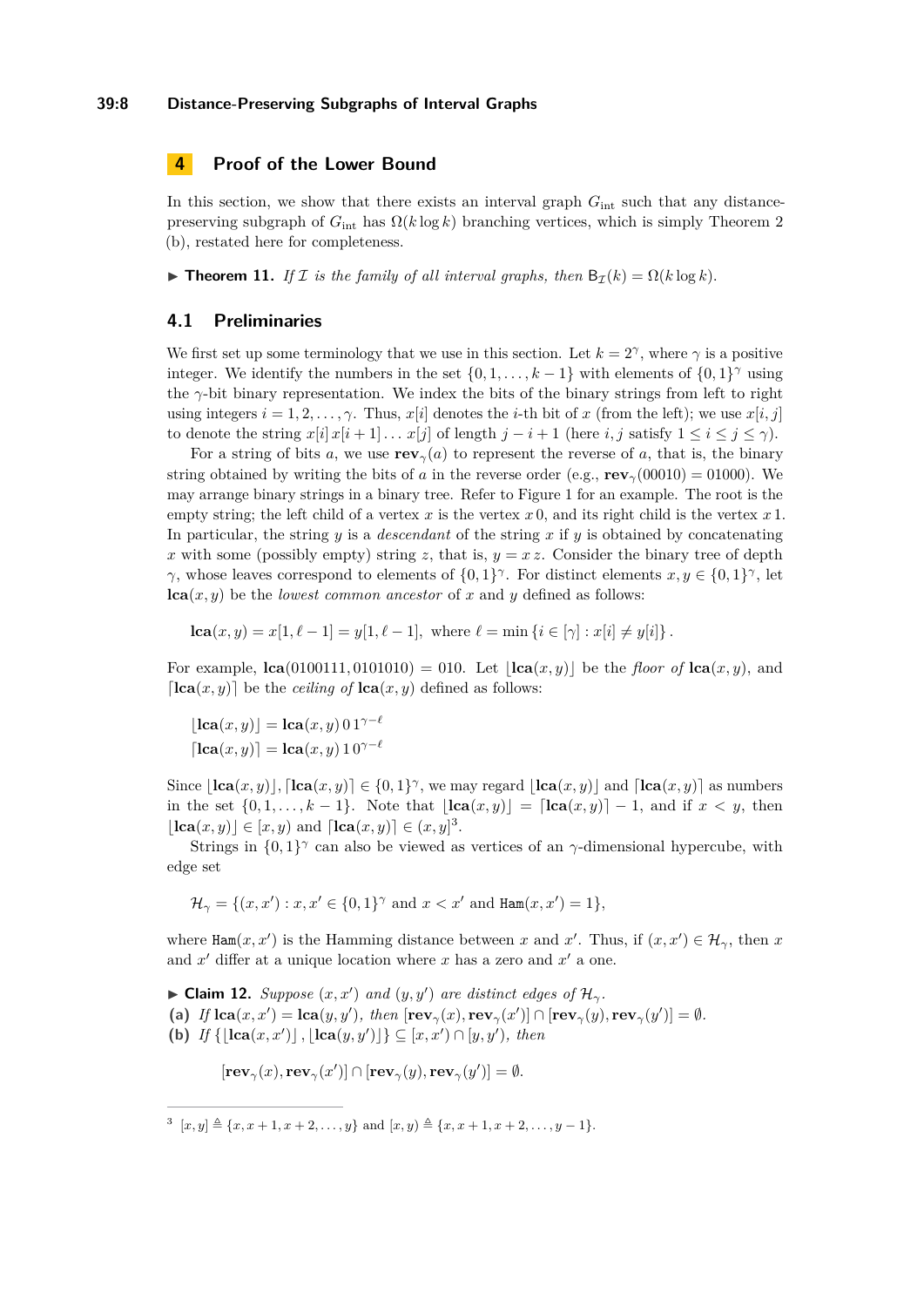## 4 Proof of the Lower Bound

In this section, we show that there exists an interval graph $G_{\text{int}}$ such that any distance-preserving subgraph of $G_{\text{int}}$ has $\Omega(k \log k)$ branching vertices, which is simply Theorem 2 (b), restated here for completeness.

▶ **Theorem 11.** *If $\mathcal{I}$ is the family of all interval graphs, then $\mathsf{B}_{\mathcal{I}}(k) = \Omega(k \log k)$.*

### 4.1 Preliminaries

We first set up some terminology that we use in this section. Let $k = 2^\gamma$, where $\gamma$ is a positive integer. We identify the numbers in the set $\{0, 1, \dots, k-1\}$ with elements of $\{0,1\}^\gamma$ using the $\gamma$-bit binary representation. We index the bits of the binary strings from left to right using integers $i = 1, 2, \dots, \gamma$. Thus, $x[i]$ denotes the $i$-th bit of $x$ (from the left); we use $x[i,j]$ to denote the string $x[i]\, x[i+1] \dots x[j]$ of length $j - i + 1$ (here $i, j$ satisfy $1 \le i \le j \le \gamma$).

For a string of bits $a$, we use $\mathbf{rev}_\gamma(a)$ to represent the reverse of $a$, that is, the binary string obtained by writing the bits of $a$ in the reverse order (e.g., $\mathbf{rev}_\gamma(00010) = 01000$). We may arrange binary strings in a binary tree. Refer to Figure 1 for an example. The root is the empty string; the left child of a vertex $x$ is the vertex $x\,0$, and its right child is the vertex $x\,1$. In particular, the string $y$ is a *descendant* of the string $x$ if $y$ is obtained by concatenating $x$ with some (possibly empty) string $z$, that is, $y = x\,z$. Consider the binary tree of depth $\gamma$, whose leaves correspond to elements of $\{0,1\}^\gamma$. For distinct elements $x, y \in \{0,1\}^\gamma$, let $\mathbf{lca}(x,y)$ be the *lowest common ancestor* of $x$ and $y$ defined as follows:

$$\mathbf{lca}(x,y) = x[1, \ell-1] = y[1, \ell-1], \text{ where } \ell = \min\{i \in [\gamma] : x[i] \neq y[i]\}.$$

For example, $\mathbf{lca}(0100111, 0101010) = 010$. Let $\lfloor \mathbf{lca}(x,y) \rfloor$ be the *floor of* $\mathbf{lca}(x,y)$, and $\lceil \mathbf{lca}(x,y) \rceil$ be the *ceiling of* $\mathbf{lca}(x,y)$ defined as follows:

$$\lfloor \mathbf{lca}(x,y) \rfloor = \mathbf{lca}(x,y)\, 0\, 1^{\gamma-\ell}$$
$$\lceil \mathbf{lca}(x,y) \rceil = \mathbf{lca}(x,y)\, 1\, 0^{\gamma-\ell}$$

Since $\lfloor \mathbf{lca}(x,y) \rfloor, \lceil \mathbf{lca}(x,y) \rceil \in \{0,1\}^\gamma$, we may regard $\lfloor \mathbf{lca}(x,y) \rfloor$ and $\lceil \mathbf{lca}(x,y) \rceil$ as numbers in the set $\{0, 1, \dots, k-1\}$. Note that $\lfloor \mathbf{lca}(x,y) \rfloor = \lceil \mathbf{lca}(x,y) \rceil - 1$, and if $x < y$, then $\lfloor \mathbf{lca}(x,y) \rfloor \in [x, y)$ and $\lceil \mathbf{lca}(x,y) \rceil \in (x, y]$[3].

Strings in $\{0,1\}^\gamma$ can also be viewed as vertices of an $\gamma$-dimensional hypercube, with edge set

$$\mathcal{H}_\gamma = \{(x, x') : x, x' \in \{0,1\}^\gamma \text{ and } x < x' \text{ and } \mathtt{Ham}(x, x') = 1\},$$

where $\mathtt{Ham}(x, x')$ is the Hamming distance between $x$ and $x'$. Thus, if $(x, x') \in \mathcal{H}_\gamma$, then $x$ and $x'$ differ at a unique location where $x$ has a zero and $x'$ a one.

▶ **Claim 12.** *Suppose $(x, x')$ and $(y, y')$ are distinct edges of $\mathcal{H}_\gamma$.*
**(a)** *If $\mathbf{lca}(x, x') = \mathbf{lca}(y, y')$, then $[\mathbf{rev}_\gamma(x), \mathbf{rev}_\gamma(x')] \cap [\mathbf{rev}_\gamma(y), \mathbf{rev}_\gamma(y')] = \emptyset$.*
**(b)** *If $\{\lfloor \mathbf{lca}(x, x') \rfloor, \lfloor \mathbf{lca}(y, y') \rfloor\} \subseteq [x, x') \cap [y, y')$, then*

$$[\mathbf{rev}_\gamma(x), \mathbf{rev}_\gamma(x')] \cap [\mathbf{rev}_\gamma(y), \mathbf{rev}_\gamma(y')] = \emptyset.$$

---

[3] $[x, y] \triangleq \{x, x+1, x+2, \dots, y\}$ and $[x, y) \triangleq \{x, x+1, x+2, \dots, y-1\}$.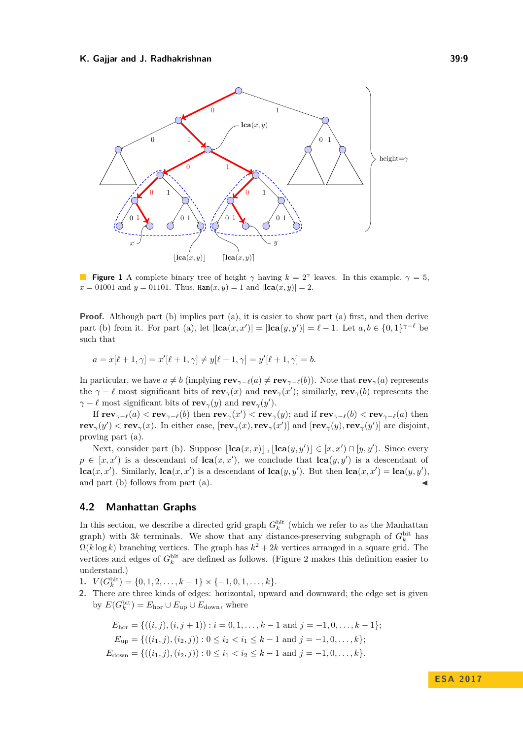**Figure 1** A complete binary tree of height $\gamma$ having $k = 2^\gamma$ leaves. In this example, $\gamma = 5$, $x = 01001$ and $y = 01101$. Thus, $\texttt{Ham}(x, y) = 1$ and $|\mathbf{lca}(x, y)| = 2$.

**Proof.** Although part (b) implies part (a), it is easier to show part (a) first, and then derive part (b) from it. For part (a), let $|\mathbf{lca}(x, x')| = |\mathbf{lca}(y, y')| = \ell - 1$. Let $a, b \in \{0, 1\}^{\gamma-\ell}$ be such that

$$a = x[\ell + 1, \gamma] = x'[\ell + 1, \gamma] \neq y[\ell + 1, \gamma] = y'[\ell + 1, \gamma] = b.$$

In particular, we have $a \neq b$ (implying $\mathbf{rev}_{\gamma-\ell}(a) \neq \mathbf{rev}_{\gamma-\ell}(b)$). Note that $\mathbf{rev}_\gamma(a)$ represents the $\gamma - \ell$ most significant bits of $\mathbf{rev}_\gamma(x)$ and $\mathbf{rev}_\gamma(x')$; similarly, $\mathbf{rev}_\gamma(b)$ represents the $\gamma - \ell$ most significant bits of $\mathbf{rev}_\gamma(y)$ and $\mathbf{rev}_\gamma(y')$.

If $\mathbf{rev}_{\gamma-\ell}(a) < \mathbf{rev}_{\gamma-\ell}(b)$ then $\mathbf{rev}_\gamma(x') < \mathbf{rev}_\gamma(y)$; and if $\mathbf{rev}_{\gamma-\ell}(b) < \mathbf{rev}_{\gamma-\ell}(a)$ then $\mathbf{rev}_\gamma(y') < \mathbf{rev}_\gamma(x)$. In either case, $[\mathbf{rev}_\gamma(x), \mathbf{rev}_\gamma(x')]$ and $[\mathbf{rev}_\gamma(y), \mathbf{rev}_\gamma(y')]$ are disjoint, proving part (a).

Next, consider part (b). Suppose $\lfloor \mathbf{lca}(x, x) \rfloor, \lfloor \mathbf{lca}(y, y') \rfloor \in [x, x') \cap [y, y')$. Since every $p \in [x, x')$ is a descendant of $\mathbf{lca}(x, x')$, we conclude that $\mathbf{lca}(y, y')$ is a descendant of $\mathbf{lca}(x, x')$. Similarly, $\mathbf{lca}(x, x')$ is a descendant of $\mathbf{lca}(y, y')$. But then $\mathbf{lca}(x, x') = \mathbf{lca}(y, y')$, and part (b) follows from part (a). ◀

## 4.2 Manhattan Graphs

In this section, we describe a directed grid graph $G_k^{\text{bit}}$ (which we refer to as the Manhattan graph) with $3k$ terminals. We show that any distance-preserving subgraph of $G_k^{\text{bit}}$ has $\Omega(k \log k)$ branching vertices. The graph has $k^2 + 2k$ vertices arranged in a square grid. The vertices and edges of $G_k^{\text{bit}}$ are defined as follows. (Figure 2 makes this definition easier to understand.)

1. $V(G_k^{\text{bit}}) = \{0, 1, 2, \ldots, k - 1\} \times \{-1, 0, 1, \ldots, k\}$.
2. There are three kinds of edges: horizontal, upward and downward; the edge set is given by $E(G_k^{\text{bit}}) = E_{\text{hor}} \cup E_{\text{up}} \cup E_{\text{down}}$, where

$$E_{\text{hor}} = \{((i, j), (i, j + 1)) : i = 0, 1, \ldots, k - 1 \text{ and } j = -1, 0, \ldots, k - 1\};$$
$$E_{\text{up}} = \{((i_1, j), (i_2, j)) : 0 \le i_2 < i_1 \le k - 1 \text{ and } j = -1, 0, \ldots, k\};$$
$$E_{\text{down}} = \{((i_1, j), (i_2, j)) : 0 \le i_1 < i_2 \le k - 1 \text{ and } j = -1, 0, \ldots, k\}.$$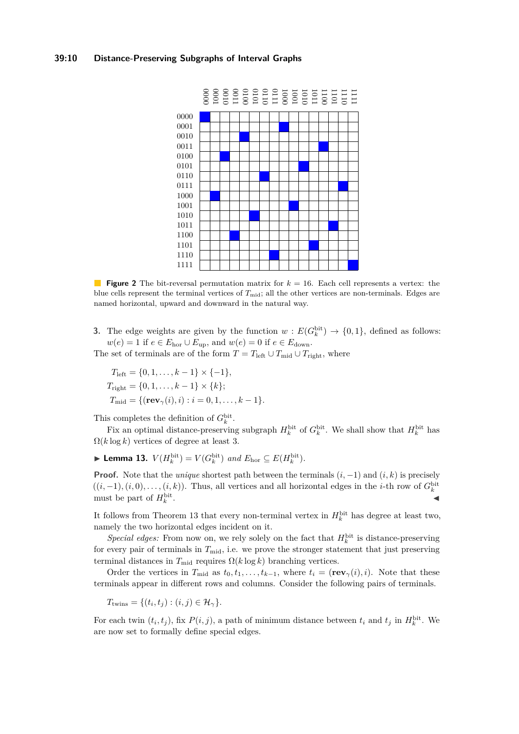**Figure 2** The bit-reversal permutation matrix for $k = 16$. Each cell represents a vertex: the blue cells represent the terminal vertices of $T_{\text{mid}}$; all the other vertices are non-terminals. Edges are named horizontal, upward and downward in the natural way.

3. The edge weights are given by the function $w : E(G_k^{\text{bit}}) \to \{0, 1\}$, defined as follows: $w(e) = 1$ if $e \in E_{\text{hor}} \cup E_{\text{up}}$, and $w(e) = 0$ if $e \in E_{\text{down}}$.

The set of terminals are of the form $T = T_{\text{left}} \cup T_{\text{mid}} \cup T_{\text{right}}$, where

$$T_{\text{left}} = \{0, 1, \ldots, k-1\} \times \{-1\},$$
$$T_{\text{right}} = \{0, 1, \ldots, k-1\} \times \{k\};$$
$$T_{\text{mid}} = \{(\mathbf{rev}_\gamma(i), i) : i = 0, 1, \ldots, k-1\}.$$

This completes the definition of $G_k^{\text{bit}}$.

Fix an optimal distance-preserving subgraph $H_k^{\text{bit}}$ of $G_k^{\text{bit}}$. We shall show that $H_k^{\text{bit}}$ has $\Omega(k \log k)$ vertices of degree at least 3.

▶ **Lemma 13.** *$V(H_k^{\text{bit}}) = V(G_k^{\text{bit}})$ and $E_{\text{hor}} \subseteq E(H_k^{\text{bit}})$.*

**Proof.** Note that the *unique* shortest path between the terminals $(i, -1)$ and $(i, k)$ is precisely $((i, -1), (i, 0), \ldots, (i, k))$. Thus, all vertices and all horizontal edges in the $i$-th row of $G_k^{\text{bit}}$ must be part of $H_k^{\text{bit}}$. ◀

It follows from Theorem 13 that every non-terminal vertex in $H_k^{\text{bit}}$ has degree at least two, namely the two horizontal edges incident on it.

*Special edges:* From now on, we rely solely on the fact that $H_k^{\text{bit}}$ is distance-preserving for every pair of terminals in $T_{\text{mid}}$, i.e. we prove the stronger statement that just preserving terminal distances in $T_{\text{mid}}$ requires $\Omega(k \log k)$ branching vertices.

Order the vertices in $T_{\text{mid}}$ as $t_0, t_1, \ldots, t_{k-1}$, where $t_i = (\mathbf{rev}_\gamma(i), i)$. Note that these terminals appear in different rows and columns. Consider the following pairs of terminals.

$$T_{\text{twins}} = \{(t_i, t_j) : (i, j) \in \mathcal{H}_\gamma\}.$$

For each twin $(t_i, t_j)$, fix $P(i, j)$, a path of minimum distance between $t_i$ and $t_j$ in $H_k^{\text{bit}}$. We are now set to formally define special edges.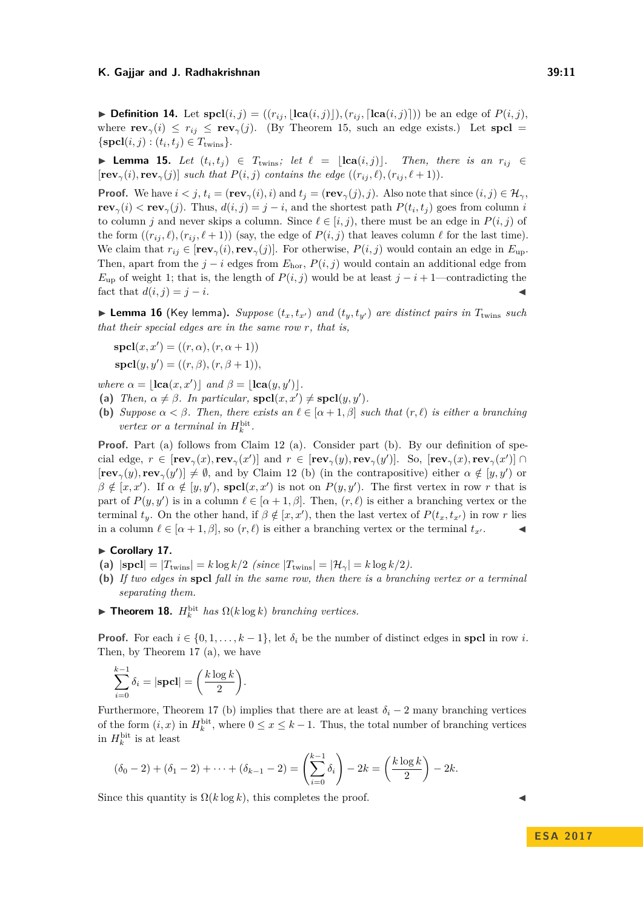▶ **Definition 14.** Let $\mathbf{spcl}(i,j) = ((r_{ij}, \lfloor \mathbf{lca}(i,j) \rfloor), (r_{ij}, \lceil \mathbf{lca}(i,j) \rceil))$ be an edge of $P(i,j)$, where $\mathbf{rev}_\gamma(i) \le r_{ij} \le \mathbf{rev}_\gamma(j)$. (By Theorem 15, such an edge exists.) Let $\mathbf{spcl} = \{\mathbf{spcl}(i,j) : (t_i, t_j) \in T_{\text{twins}}\}$.

▶ **Lemma 15.** *Let $(t_i, t_j) \in T_{\text{twins}}$; let $\ell = \lfloor \mathbf{lca}(i,j) \rfloor$. Then, there is an $r_{ij} \in [\mathbf{rev}_\gamma(i), \mathbf{rev}_\gamma(j)]$ such that $P(i,j)$ contains the edge $((r_{ij}, \ell), (r_{ij}, \ell+1))$.*

**Proof.** We have $i < j$, $t_i = (\mathbf{rev}_\gamma(i), i)$ and $t_j = (\mathbf{rev}_\gamma(j), j)$. Also note that since $(i,j) \in \mathcal{H}_\gamma$, $\mathbf{rev}_\gamma(i) < \mathbf{rev}_\gamma(j)$. Thus, $d(i,j) = j - i$, and the shortest path $P(t_i, t_j)$ goes from column $i$ to column $j$ and never skips a column. Since $\ell \in [i,j)$, there must be an edge in $P(i,j)$ of the form $((r_{ij}, \ell), (r_{ij}, \ell+1))$ (say, the edge of $P(i,j)$ that leaves column $\ell$ for the last time). We claim that $r_{ij} \in [\mathbf{rev}_\gamma(i), \mathbf{rev}_\gamma(j)]$. For otherwise, $P(i,j)$ would contain an edge in $E_{\text{up}}$. Then, apart from the $j - i$ edges from $E_{\text{hor}}$, $P(i,j)$ would contain an additional edge from $E_{\text{up}}$ of weight 1; that is, the length of $P(i,j)$ would be at least $j - i + 1$—contradicting the fact that $d(i,j) = j - i$. ◀

▶ **Lemma 16** (Key lemma). *Suppose $(t_x, t_{x'})$ and $(t_y, t_{y'})$ are distinct pairs in $T_{\text{twins}}$ such that their special edges are in the same row $r$, that is,*

$$\mathbf{spcl}(x,x') = ((r,\alpha),(r,\alpha+1))$$
$$\mathbf{spcl}(y,y') = ((r,\beta),(r,\beta+1)),$$

*where $\alpha = \lfloor \mathbf{lca}(x,x') \rfloor$ and $\beta = \lfloor \mathbf{lca}(y,y') \rfloor$.*

**(a)** *Then, $\alpha \neq \beta$. In particular, $\mathbf{spcl}(x,x') \neq \mathbf{spcl}(y,y')$.*

**(b)** *Suppose $\alpha < \beta$. Then, there exists an $\ell \in [\alpha+1, \beta]$ such that $(r, \ell)$ is either a branching vertex or a terminal in $H_k^{\text{bit}}$.*

**Proof.** Part (a) follows from Claim 12 (a). Consider part (b). By our definition of special edge, $r \in [\mathbf{rev}_\gamma(x), \mathbf{rev}_\gamma(x')]$ and $r \in [\mathbf{rev}_\gamma(y), \mathbf{rev}_\gamma(y')]$. So, $[\mathbf{rev}_\gamma(x), \mathbf{rev}_\gamma(x')] \cap [\mathbf{rev}_\gamma(y), \mathbf{rev}_\gamma(y')] \neq \emptyset$, and by Claim 12 (b) (in the contrapositive) either $\alpha \notin [y, y')$ or $\beta \notin [x, x')$. If $\alpha \notin [y,y')$, $\mathbf{spcl}(x,x')$ is not on $P(y,y')$. The first vertex in row $r$ that is part of $P(y,y')$ is in a column $\ell \in [\alpha+1, \beta]$. Then, $(r,\ell)$ is either a branching vertex or the terminal $t_y$. On the other hand, if $\beta \notin [x,x')$, then the last vertex of $P(t_x, t_{x'})$ in row $r$ lies in a column $\ell \in [\alpha+1, \beta]$, so $(r,\ell)$ is either a branching vertex or the terminal $t_{x'}$. ◀

▶ **Corollary 17.**

**(a)** $|\mathbf{spcl}| = |T_{\text{twins}}| = k \log k/2$ *(since $|T_{\text{twins}}| = |\mathcal{H}_\gamma| = k \log k/2$).*

**(b)** *If two edges in* **spcl** *fall in the same row, then there is a branching vertex or a terminal separating them.*

▶ **Theorem 18.** *$H_k^{\text{bit}}$ has $\Omega(k \log k)$ branching vertices.*

**Proof.** For each $i \in \{0, 1, \ldots, k-1\}$, let $\delta_i$ be the number of distinct edges in **spcl** in row $i$. Then, by Theorem 17 (a), we have

$$\sum_{i=0}^{k-1} \delta_i = |\mathbf{spcl}| = \left(\frac{k \log k}{2}\right).$$

Furthermore, Theorem 17 (b) implies that there are at least $\delta_i - 2$ many branching vertices of the form $(i, x)$ in $H_k^{\text{bit}}$, where $0 \le x \le k-1$. Thus, the total number of branching vertices in $H_k^{\text{bit}}$ is at least

$$(\delta_0 - 2) + (\delta_1 - 2) + \cdots + (\delta_{k-1} - 2) = \left(\sum_{i=0}^{k-1} \delta_i\right) - 2k = \left(\frac{k \log k}{2}\right) - 2k.$$

Since this quantity is $\Omega(k \log k)$, this completes the proof. ◀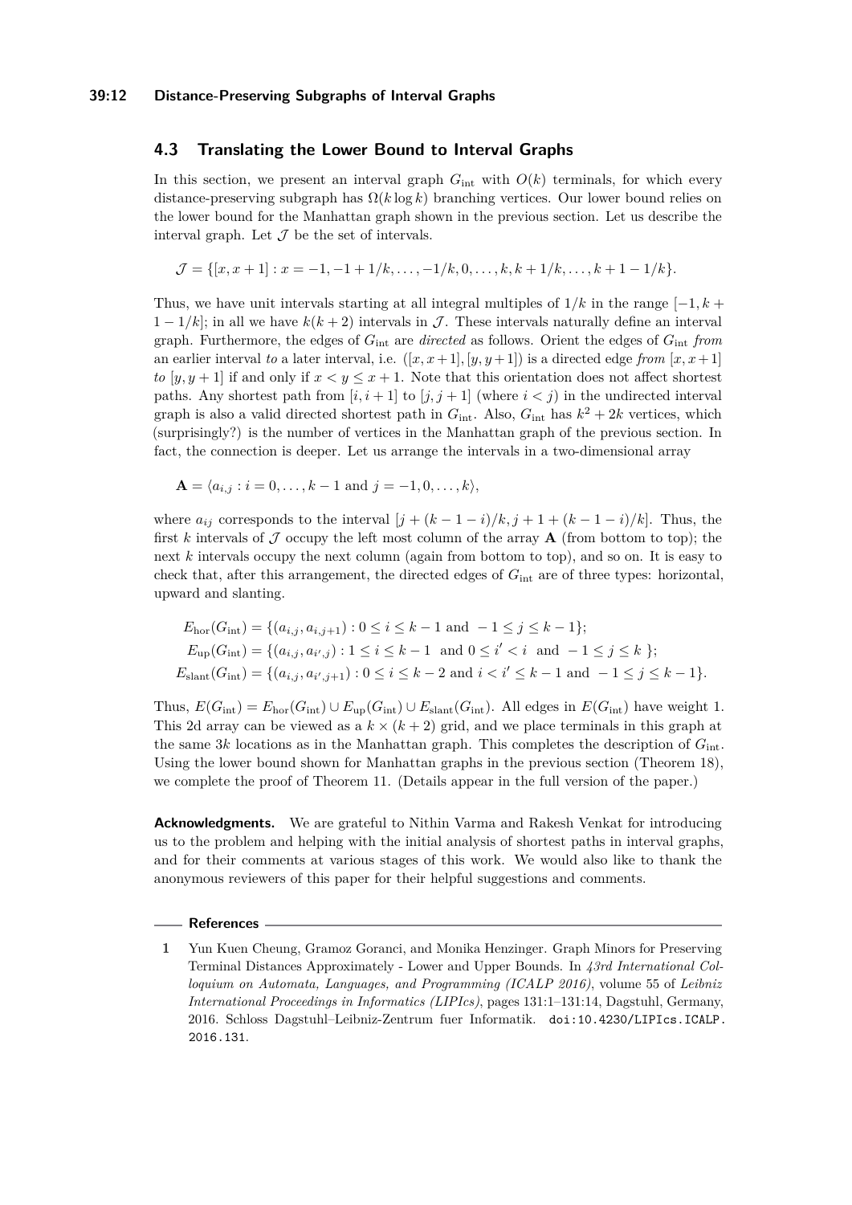## 4.3 Translating the Lower Bound to Interval Graphs

In this section, we present an interval graph $G_{\text{int}}$ with $O(k)$ terminals, for which every distance-preserving subgraph has $\Omega(k \log k)$ branching vertices. Our lower bound relies on the lower bound for the Manhattan graph shown in the previous section. Let us describe the interval graph. Let $\mathcal{J}$ be the set of intervals.

$$\mathcal{J} = \{[x, x+1] : x = -1, -1 + 1/k, \ldots, -1/k, 0, \ldots, k, k + 1/k, \ldots, k + 1 - 1/k\}.$$

Thus, we have unit intervals starting at all integral multiples of $1/k$ in the range $[-1, k + 1 - 1/k]$; in all we have $k(k+2)$ intervals in $\mathcal{J}$. These intervals naturally define an interval graph. Furthermore, the edges of $G_{\text{int}}$ are *directed* as follows. Orient the edges of $G_{\text{int}}$ *from* an earlier interval *to* a later interval, i.e. $([x, x+1], [y, y+1])$ is a directed edge *from* $[x, x+1]$ *to* $[y, y+1]$ if and only if $x < y \leq x + 1$. Note that this orientation does not affect shortest paths. Any shortest path from $[i, i+1]$ to $[j, j+1]$ (where $i < j$) in the undirected interval graph is also a valid directed shortest path in $G_{\text{int}}$. Also, $G_{\text{int}}$ has $k^2 + 2k$ vertices, which (surprisingly?) is the number of vertices in the Manhattan graph of the previous section. In fact, the connection is deeper. Let us arrange the intervals in a two-dimensional array

$$\mathbf{A} = \langle a_{i,j} : i = 0, \ldots, k-1 \text{ and } j = -1, 0, \ldots, k \rangle,$$

where $a_{ij}$ corresponds to the interval $[j + (k-1-i)/k, j + 1 + (k-1-i)/k]$. Thus, the first $k$ intervals of $\mathcal{J}$ occupy the left most column of the array $\mathbf{A}$ (from bottom to top); the next $k$ intervals occupy the next column (again from bottom to top), and so on. It is easy to check that, after this arrangement, the directed edges of $G_{\text{int}}$ are of three types: horizontal, upward and slanting.

$$\begin{aligned}
E_{\text{hor}}(G_{\text{int}}) &= \{(a_{i,j}, a_{i,j+1}) : 0 \leq i \leq k-1 \text{ and } -1 \leq j \leq k-1\}; \\
E_{\text{up}}(G_{\text{int}}) &= \{(a_{i,j}, a_{i',j}) : 1 \leq i \leq k-1 \text{ and } 0 \leq i' < i \text{ and } -1 \leq j \leq k\}; \\
E_{\text{slant}}(G_{\text{int}}) &= \{(a_{i,j}, a_{i',j+1}) : 0 \leq i \leq k-2 \text{ and } i < i' \leq k-1 \text{ and } -1 \leq j \leq k-1\}.
\end{aligned}$$

Thus, $E(G_{\text{int}}) = E_{\text{hor}}(G_{\text{int}}) \cup E_{\text{up}}(G_{\text{int}}) \cup E_{\text{slant}}(G_{\text{int}})$. All edges in $E(G_{\text{int}})$ have weight 1. This 2d array can be viewed as a $k \times (k+2)$ grid, and we place terminals in this graph at the same $3k$ locations as in the Manhattan graph. This completes the description of $G_{\text{int}}$. Using the lower bound shown for Manhattan graphs in the previous section (Theorem 18), we complete the proof of Theorem 11. (Details appear in the full version of the paper.)

**Acknowledgments.** We are grateful to Nithin Varma and Rakesh Venkat for introducing us to the problem and helping with the initial analysis of shortest paths in interval graphs, and for their comments at various stages of this work. We would also like to thank the anonymous reviewers of this paper for their helpful suggestions and comments.

## References

1. Yun Kuen Cheung, Gramoz Goranci, and Monika Henzinger. Graph Minors for Preserving Terminal Distances Approximately - Lower and Upper Bounds. In *43rd International Colloquium on Automata, Languages, and Programming (ICALP 2016)*, volume 55 of *Leibniz International Proceedings in Informatics (LIPIcs)*, pages 131:1–131:14, Dagstuhl, Germany, 2016. Schloss Dagstuhl–Leibniz-Zentrum fuer Informatik. doi:10.4230/LIPIcs.ICALP.2016.131.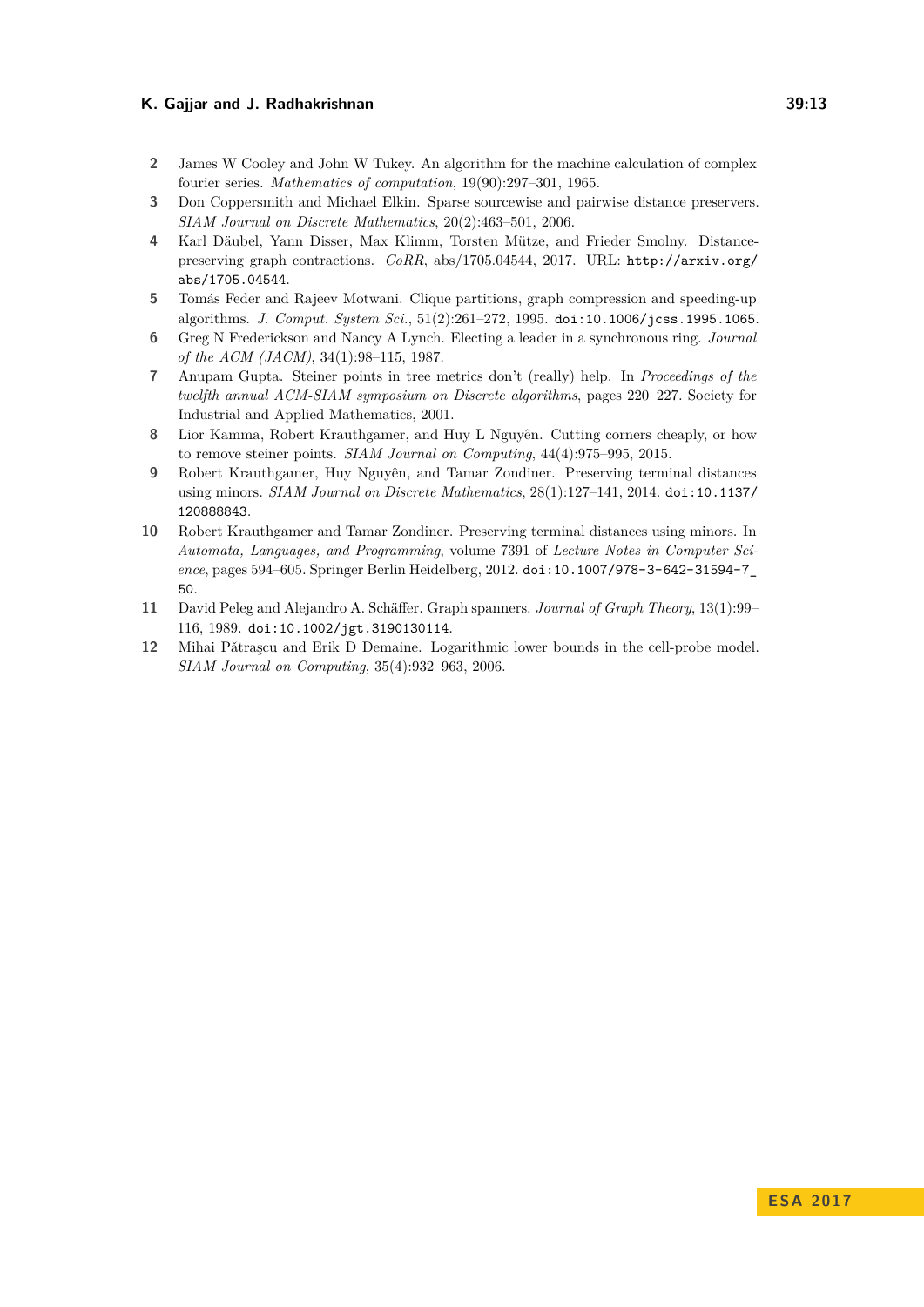2 James W Cooley and John W Tukey. An algorithm for the machine calculation of complex fourier series. *Mathematics of computation*, 19(90):297–301, 1965.

3 Don Coppersmith and Michael Elkin. Sparse sourcewise and pairwise distance preservers. *SIAM Journal on Discrete Mathematics*, 20(2):463–501, 2006.

4 Karl Däubel, Yann Disser, Max Klimm, Torsten Mütze, and Frieder Smolny. Distance-preserving graph contractions. *CoRR*, abs/1705.04544, 2017. URL: `http://arxiv.org/abs/1705.04544`.

5 Tomás Feder and Rajeev Motwani. Clique partitions, graph compression and speeding-up algorithms. *J. Comput. System Sci.*, 51(2):261–272, 1995. `doi:10.1006/jcss.1995.1065`.

6 Greg N Frederickson and Nancy A Lynch. Electing a leader in a synchronous ring. *Journal of the ACM (JACM)*, 34(1):98–115, 1987.

7 Anupam Gupta. Steiner points in tree metrics don't (really) help. In *Proceedings of the twelfth annual ACM-SIAM symposium on Discrete algorithms*, pages 220–227. Society for Industrial and Applied Mathematics, 2001.

8 Lior Kamma, Robert Krauthgamer, and Huy L Nguyên. Cutting corners cheaply, or how to remove steiner points. *SIAM Journal on Computing*, 44(4):975–995, 2015.

9 Robert Krauthgamer, Huy Nguyên, and Tamar Zondiner. Preserving terminal distances using minors. *SIAM Journal on Discrete Mathematics*, 28(1):127–141, 2014. `doi:10.1137/120888843`.

10 Robert Krauthgamer and Tamar Zondiner. Preserving terminal distances using minors. In *Automata, Languages, and Programming*, volume 7391 of *Lecture Notes in Computer Science*, pages 594–605. Springer Berlin Heidelberg, 2012. `doi:10.1007/978-3-642-31594-7_50`.

11 David Peleg and Alejandro A. Schäffer. Graph spanners. *Journal of Graph Theory*, 13(1):99–116, 1989. `doi:10.1002/jgt.3190130114`.

12 Mihai Pătraşcu and Erik D Demaine. Logarithmic lower bounds in the cell-probe model. *SIAM Journal on Computing*, 35(4):932–963, 2006.